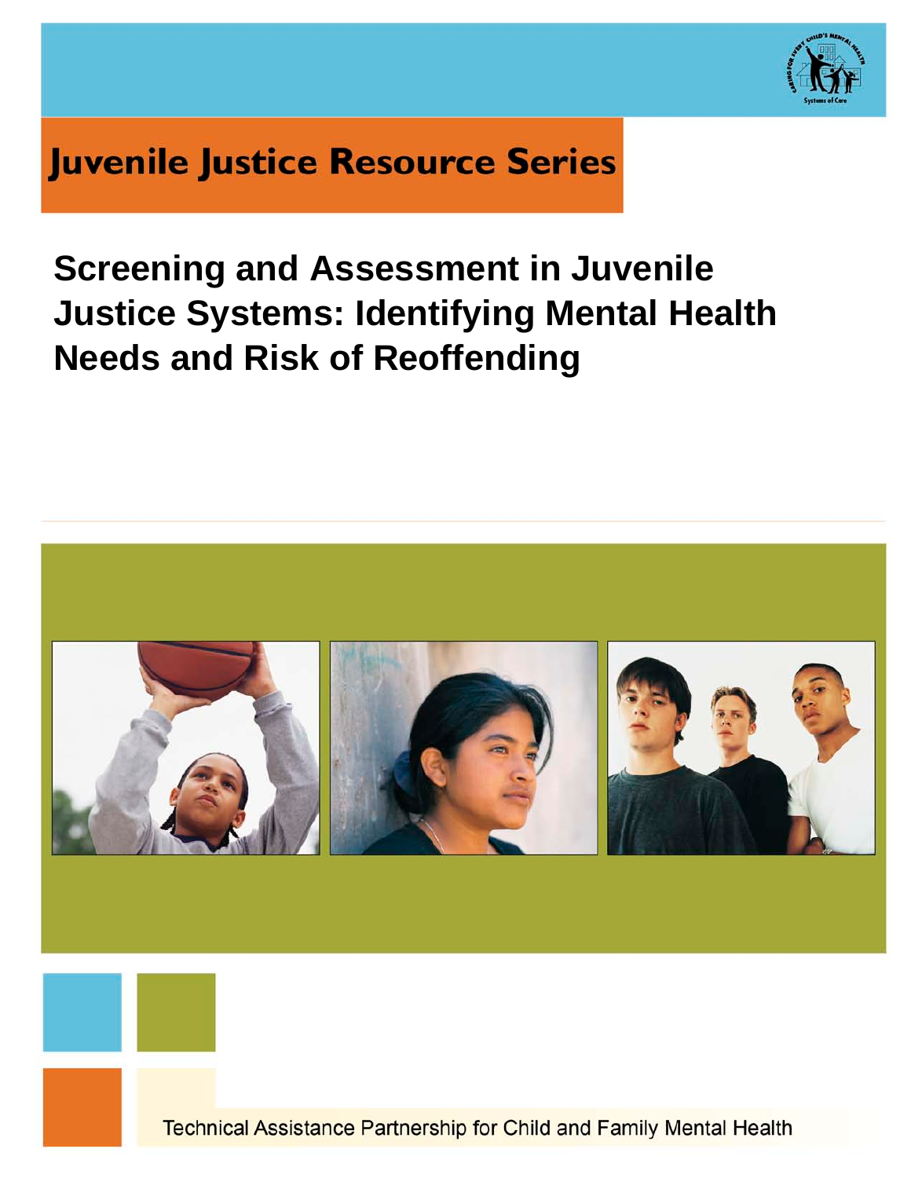Juvenile Justice Resource Series

# Screening and Assessment in Juvenile Justice Systems: Identifying Mental Health Needs and Risk of Reoffending

Technical Assistance Partnership for Child and Family Mental Health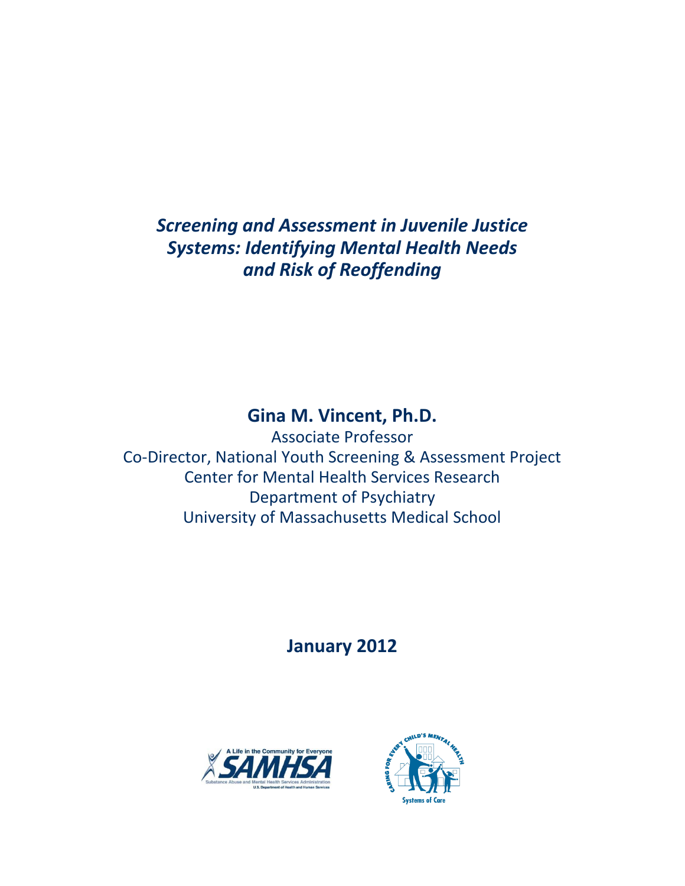# *Screening and Assessment in Juvenile Justice Systems: Identifying Mental Health Needs and Risk of Reoffending*

**Gina M. Vincent, Ph.D.**

Associate Professor

Co-Director, National Youth Screening & Assessment Project

Center for Mental Health Services Research

Department of Psychiatry

University of Massachusetts Medical School

**January 2012**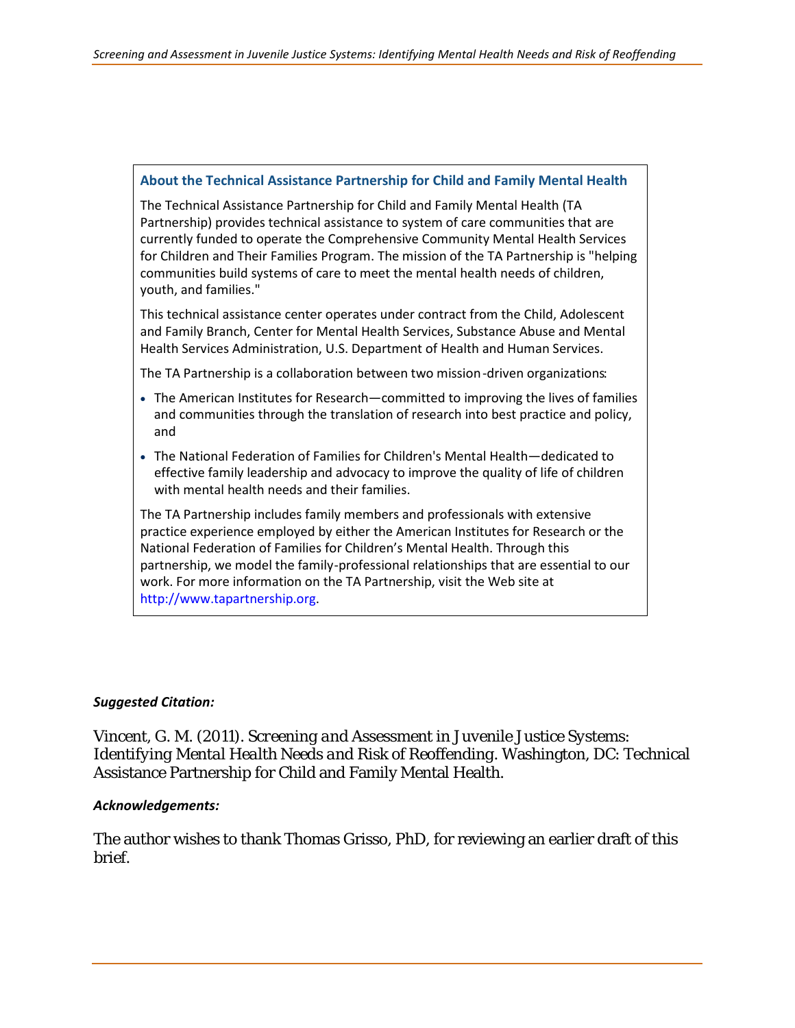### About the Technical Assistance Partnership for Child and Family Mental Health

The Technical Assistance Partnership for Child and Family Mental Health (TA Partnership) provides technical assistance to system of care communities that are currently funded to operate the Comprehensive Community Mental Health Services for Children and Their Families Program. The mission of the TA Partnership is "helping communities build systems of care to meet the mental health needs of children, youth, and families."

This technical assistance center operates under contract from the Child, Adolescent and Family Branch, Center for Mental Health Services, Substance Abuse and Mental Health Services Administration, U.S. Department of Health and Human Services.

The TA Partnership is a collaboration between two mission-driven organizations:

- The American Institutes for Research—committed to improving the lives of families and communities through the translation of research into best practice and policy, and
- The National Federation of Families for Children's Mental Health—dedicated to effective family leadership and advocacy to improve the quality of life of children with mental health needs and their families.

The TA Partnership includes family members and professionals with extensive practice experience employed by either the American Institutes for Research or the National Federation of Families for Children's Mental Health. Through this partnership, we model the family-professional relationships that are essential to our work. For more information on the TA Partnership, visit the Web site at http://www.tapartnership.org.

***Suggested Citation:***

Vincent, G. M. (2011). *Screening and Assessment in Juvenile Justice Systems: Identifying Mental Health Needs and Risk of Reoffending*. Washington, DC: Technical Assistance Partnership for Child and Family Mental Health.

***Acknowledgements:***

The author wishes to thank Thomas Grisso, PhD, for reviewing an earlier draft of this brief.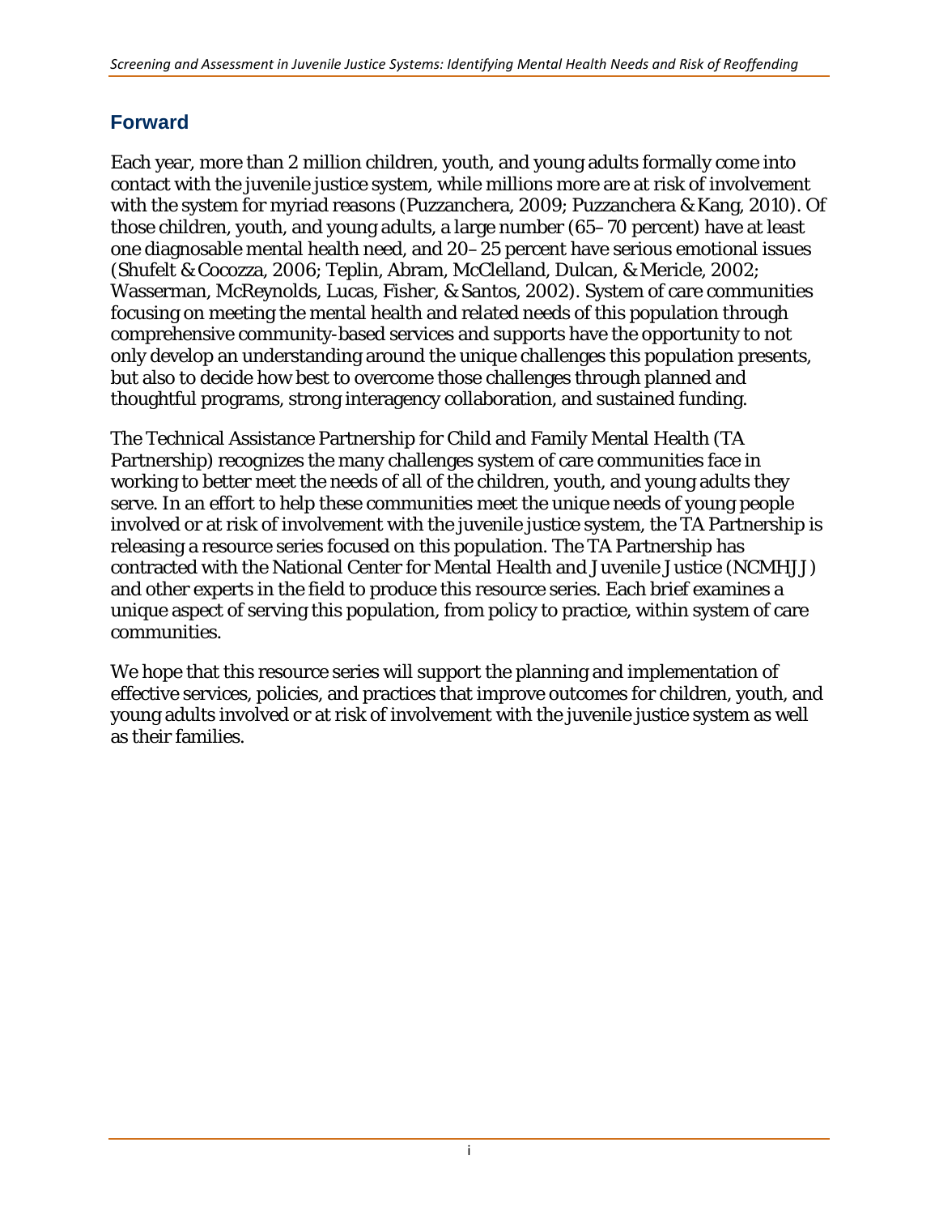## Forward

Each year, more than 2 million children, youth, and young adults formally come into contact with the juvenile justice system, while millions more are at risk of involvement with the system for myriad reasons (Puzzanchera, 2009; Puzzanchera & Kang, 2010). Of those children, youth, and young adults, a large number (65–70 percent) have at least one diagnosable mental health need, and 20–25 percent have serious emotional issues (Shufelt & Cocozza, 2006; Teplin, Abram, McClelland, Dulcan, & Mericle, 2002; Wasserman, McReynolds, Lucas, Fisher, & Santos, 2002). System of care communities focusing on meeting the mental health and related needs of this population through comprehensive community-based services and supports have the opportunity to not only develop an understanding around the unique challenges this population presents, but also to decide how best to overcome those challenges through planned and thoughtful programs, strong interagency collaboration, and sustained funding.

The Technical Assistance Partnership for Child and Family Mental Health (TA Partnership) recognizes the many challenges system of care communities face in working to better meet the needs of all of the children, youth, and young adults they serve. In an effort to help these communities meet the unique needs of young people involved or at risk of involvement with the juvenile justice system, the TA Partnership is releasing a resource series focused on this population. The TA Partnership has contracted with the National Center for Mental Health and Juvenile Justice (NCMHJJ) and other experts in the field to produce this resource series. Each brief examines a unique aspect of serving this population, from policy to practice, within system of care communities.

We hope that this resource series will support the planning and implementation of effective services, policies, and practices that improve outcomes for children, youth, and young adults involved or at risk of involvement with the juvenile justice system as well as their families.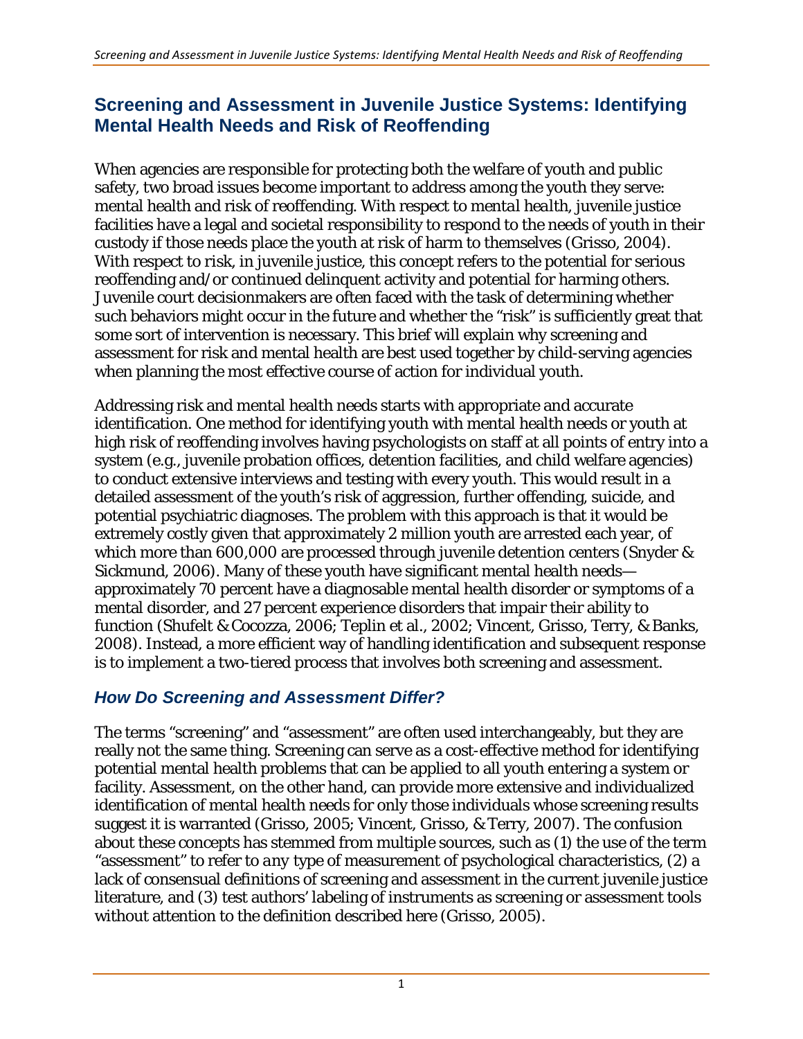## Screening and Assessment in Juvenile Justice Systems: Identifying Mental Health Needs and Risk of Reoffending

When agencies are responsible for protecting both the welfare of youth and public safety, two broad issues become important to address among the youth they serve: mental health and risk of reoffending. With respect to *mental health*, juvenile justice facilities have a legal and societal responsibility to respond to the needs of youth in their custody if those needs place the youth at risk of harm to themselves (Grisso, 2004). With respect to risk, in juvenile justice, this concept refers to the potential for serious reoffending and/or continued delinquent activity and potential for harming others. Juvenile court decisionmakers are often faced with the task of determining whether such behaviors might occur in the future and whether the "risk" is sufficiently great that some sort of intervention is necessary. This brief will explain why screening and assessment for risk and mental health are best used together by child-serving agencies when planning the most effective course of action for individual youth.

Addressing risk and mental health needs starts with appropriate and accurate identification. One method for identifying youth with mental health needs or youth at high risk of reoffending involves having psychologists on staff at all points of entry into a system (e.g., juvenile probation offices, detention facilities, and child welfare agencies) to conduct extensive interviews and testing with every youth. This would result in a detailed assessment of the youth's risk of aggression, further offending, suicide, and potential psychiatric diagnoses. The problem with this approach is that it would be extremely costly given that approximately 2 million youth are arrested each year, of which more than 600,000 are processed through juvenile detention centers (Snyder & Sickmund, 2006). Many of these youth have significant mental health needs—approximately 70 percent have a diagnosable mental health disorder or symptoms of a mental disorder, and 27 percent experience disorders that impair their ability to function (Shufelt & Cocozza, 2006; Teplin et al., 2002; Vincent, Grisso, Terry, & Banks, 2008). Instead, a more efficient way of handling identification and subsequent response is to implement a two-tiered process that involves both screening and assessment.

### *How Do Screening and Assessment Differ?*

The terms "screening" and "assessment" are often used interchangeably, but they are really not the same thing. Screening can serve as a cost-effective method for identifying potential mental health problems that can be applied to all youth entering a system or facility. Assessment, on the other hand, can provide more extensive and individualized identification of mental health needs for only those individuals whose screening results suggest it is warranted (Grisso, 2005; Vincent, Grisso, & Terry, 2007). The confusion about these concepts has stemmed from multiple sources, such as (1) the use of the term "assessment" to refer to *any* type of measurement of psychological characteristics, (2) a lack of consensual definitions of screening and assessment in the current juvenile justice literature, and (3) test authors' labeling of instruments as screening or assessment tools without attention to the definition described here (Grisso, 2005).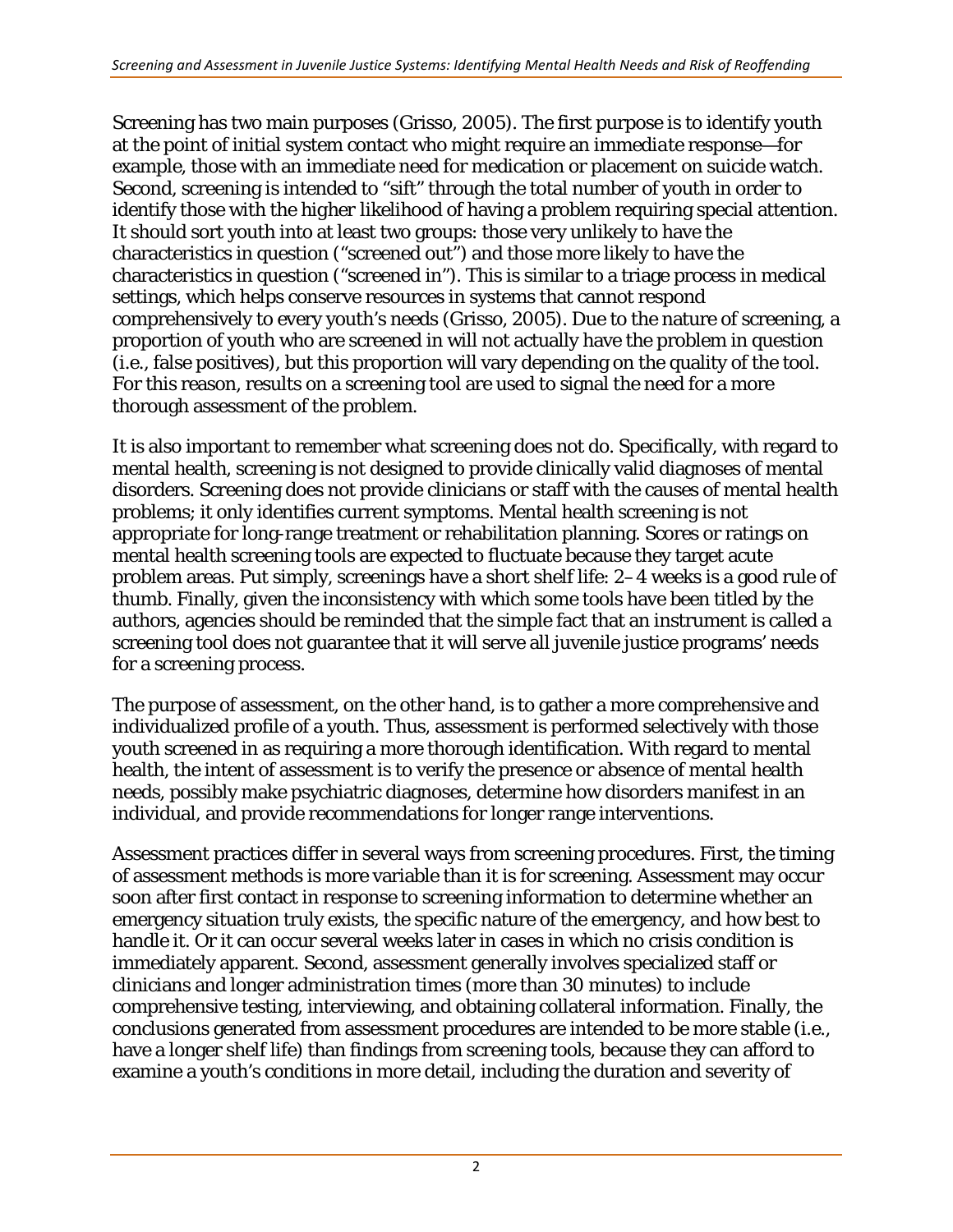Screening has two main purposes (Grisso, 2005). The first purpose is to identify youth at the point of initial system contact who might require an *immediate* response—for example, those with an immediate need for medication or placement on suicide watch. Second, screening is intended to "sift" through the total number of youth in order to identify those with the higher likelihood of having a problem requiring special attention. It should sort youth into at least two groups: those very unlikely to have the characteristics in question ("screened out") and those more likely to have the characteristics in question ("screened in"). This is similar to a triage process in medical settings, which helps conserve resources in systems that cannot respond comprehensively to every youth's needs (Grisso, 2005). Due to the nature of screening, a proportion of youth who are screened in will not actually have the problem in question (i.e., false positives), but this proportion will vary depending on the quality of the tool. For this reason, results on a screening tool are used to signal the need for a more thorough assessment of the problem.

It is also important to remember what screening does not do. Specifically, with regard to mental health, screening is not designed to provide clinically valid diagnoses of mental disorders. Screening does not provide clinicians or staff with the causes of mental health problems; it only identifies current symptoms. Mental health screening is not appropriate for long-range treatment or rehabilitation planning. Scores or ratings on mental health screening tools are expected to fluctuate because they target acute problem areas. Put simply, screenings have a short shelf life: 2–4 weeks is a good rule of thumb. Finally, given the inconsistency with which some tools have been titled by the authors, agencies should be reminded that the simple fact that an instrument is called a screening tool does not guarantee that it will serve all juvenile justice programs' needs for a screening process.

The purpose of assessment, on the other hand, is to gather a more comprehensive and individualized profile of a youth. Thus, assessment is performed selectively with those youth screened in as requiring a more thorough identification. With regard to mental health, the intent of assessment is to verify the presence or absence of mental health needs, possibly make psychiatric diagnoses, determine how disorders manifest in an individual, and provide recommendations for longer range interventions.

Assessment practices differ in several ways from screening procedures. First, the timing of assessment methods is more variable than it is for screening. Assessment may occur soon after first contact in response to screening information to determine whether an emergency situation truly exists, the specific nature of the emergency, and how best to handle it. Or it can occur several weeks later in cases in which no crisis condition is immediately apparent. Second, assessment generally involves specialized staff or clinicians and longer administration times (more than 30 minutes) to include comprehensive testing, interviewing, and obtaining collateral information. Finally, the conclusions generated from assessment procedures are intended to be more stable (i.e., have a longer shelf life) than findings from screening tools, because they can afford to examine a youth's conditions in more detail, including the duration and severity of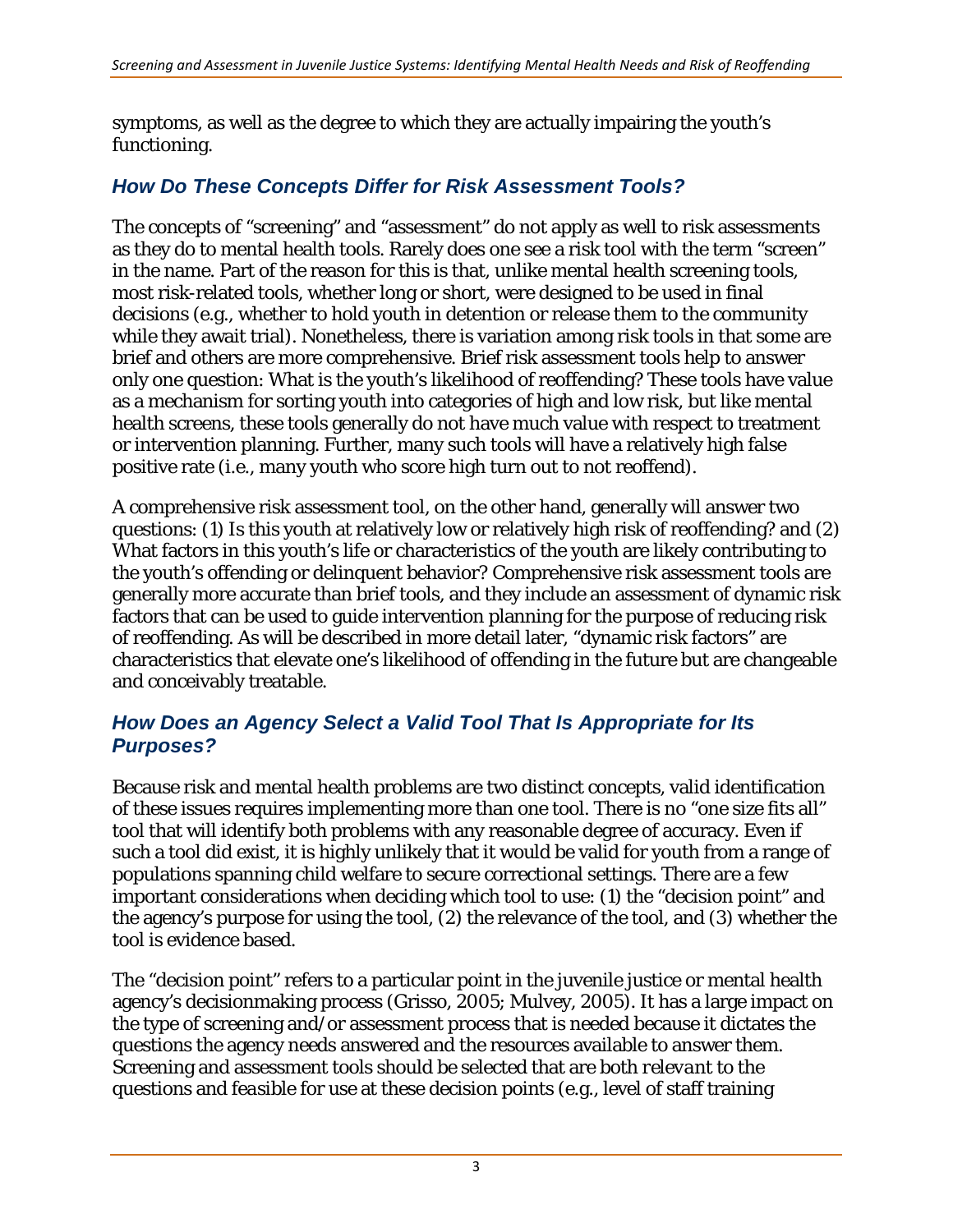symptoms, as well as the degree to which they are actually impairing the youth's functioning.

### *How Do These Concepts Differ for Risk Assessment Tools?*

The concepts of "screening" and "assessment" do not apply as well to risk assessments as they do to mental health tools. Rarely does one see a risk tool with the term "screen" in the name. Part of the reason for this is that, unlike mental health screening tools, most risk-related tools, whether long or short, were designed to be used in final decisions (e.g., whether to hold youth in detention or release them to the community while they await trial). Nonetheless, there is variation among risk tools in that some are brief and others are more comprehensive. Brief risk assessment tools help to answer only one question: What is the youth's likelihood of reoffending? These tools have value as a mechanism for sorting youth into categories of high and low risk, but like mental health screens, these tools generally do not have much value with respect to treatment or intervention planning. Further, many such tools will have a relatively high false positive rate (i.e., many youth who score high turn out to not reoffend).

A comprehensive risk assessment tool, on the other hand, generally will answer two questions: (1) Is this youth at relatively low or relatively high risk of reoffending? and (2) What factors in this youth's life or characteristics of the youth are likely contributing to the youth's offending or delinquent behavior? Comprehensive risk assessment tools are generally more accurate than brief tools, and they include an assessment of dynamic risk factors that can be used to guide intervention planning for the purpose of reducing risk of reoffending. As will be described in more detail later, "dynamic risk factors" are characteristics that elevate one's likelihood of offending in the future but are changeable and conceivably treatable.

### *How Does an Agency Select a Valid Tool That Is Appropriate for Its Purposes?*

Because risk and mental health problems are two distinct concepts, valid identification of these issues requires implementing more than one tool. There is no "one size fits all" tool that will identify both problems with any reasonable degree of accuracy. Even if such a tool did exist, it is highly unlikely that it would be valid for youth from a range of populations spanning child welfare to secure correctional settings. There are a few important considerations when deciding which tool to use: (1) the "decision point" and the agency's purpose for using the tool, (2) the relevance of the tool, and (3) whether the tool is evidence based.

The "decision point" refers to a particular point in the juvenile justice or mental health agency's decisionmaking process (Grisso, 2005; Mulvey, 2005). It has a large impact on the type of screening and/or assessment process that is needed because it dictates the questions the agency needs answered and the resources available to answer them. Screening and assessment tools should be selected that are both *relevant* to the questions and *feasible* for use at these decision points (e.g., level of staff training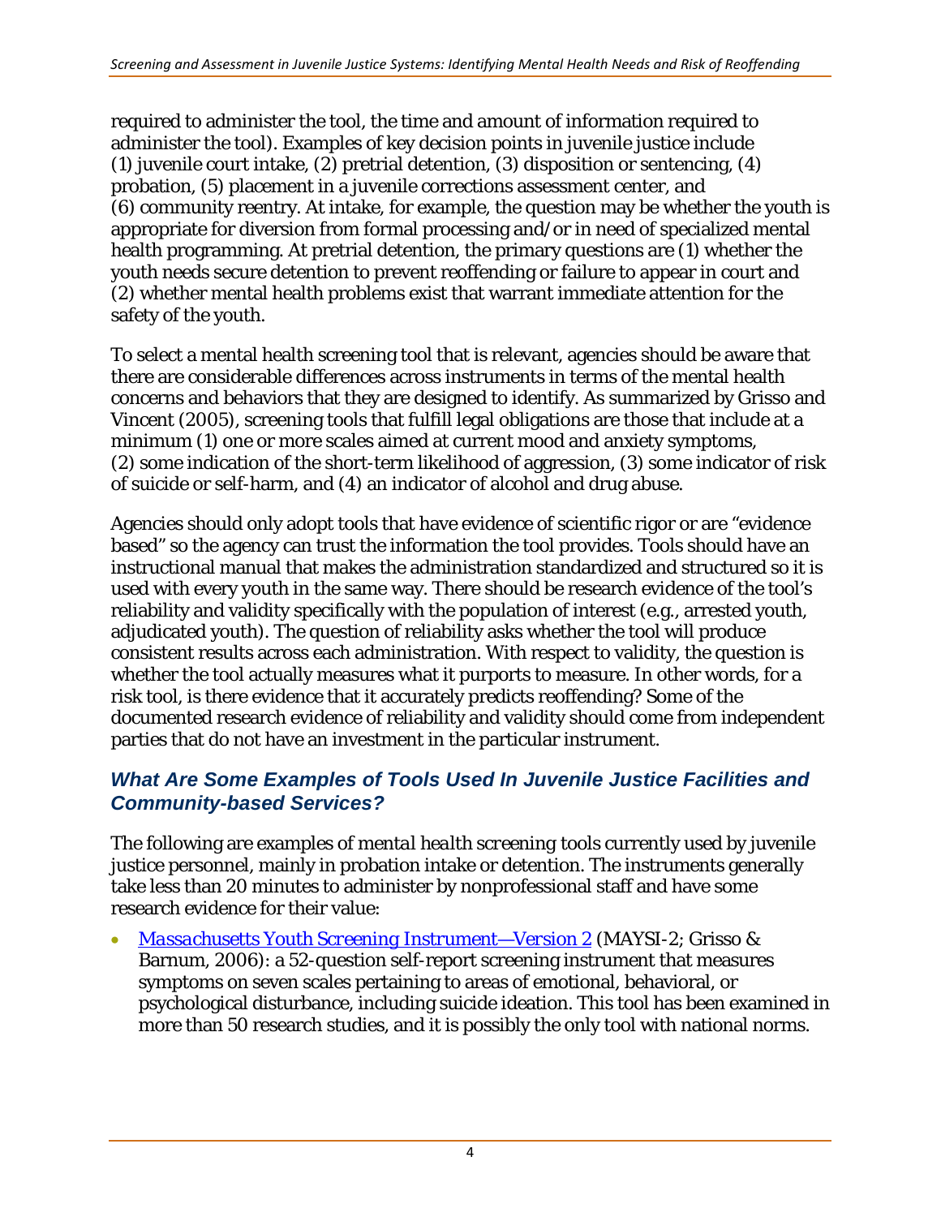required to administer the tool, the time and amount of information required to administer the tool). Examples of key decision points in juvenile justice include (1) juvenile court intake, (2) pretrial detention, (3) disposition or sentencing, (4) probation, (5) placement in a juvenile corrections assessment center, and (6) community reentry. At intake, for example, the question may be whether the youth is appropriate for diversion from formal processing and/or in need of specialized mental health programming. At pretrial detention, the primary questions are (1) whether the youth needs secure detention to prevent reoffending or failure to appear in court and (2) whether mental health problems exist that warrant immediate attention for the safety of the youth.

To select a mental health screening tool that is relevant, agencies should be aware that there are considerable differences across instruments in terms of the mental health concerns and behaviors that they are designed to identify. As summarized by Grisso and Vincent (2005), screening tools that fulfill legal obligations are those that include at a minimum (1) one or more scales aimed at current mood and anxiety symptoms, (2) some indication of the short-term likelihood of aggression, (3) some indicator of risk of suicide or self-harm, and (4) an indicator of alcohol and drug abuse.

Agencies should only adopt tools that have evidence of scientific rigor or are "evidence based" so the agency can trust the information the tool provides. Tools should have an instructional manual that makes the administration standardized and structured so it is used with every youth in the same way. There should be research evidence of the tool's reliability and validity specifically with the population of interest (e.g., arrested youth, adjudicated youth). The question of reliability asks whether the tool will produce consistent results across each administration. With respect to validity, the question is whether the tool actually measures what it purports to measure. In other words, for a risk tool, is there evidence that it accurately predicts reoffending? Some of the documented research evidence of reliability and validity should come from independent parties that do not have an investment in the particular instrument.

### *What Are Some Examples of Tools Used In Juvenile Justice Facilities and Community-based Services?*

The following are examples of mental health screening tools currently used by juvenile justice personnel, mainly in probation intake or detention. The instruments generally take less than 20 minutes to administer by nonprofessional staff and have some research evidence for their value:

- *Massachusetts Youth Screening Instrument—Version 2* (MAYSI-2; Grisso & Barnum, 2006): a 52-question self-report screening instrument that measures symptoms on seven scales pertaining to areas of emotional, behavioral, or psychological disturbance, including suicide ideation. This tool has been examined in more than 50 research studies, and it is possibly the only tool with national norms.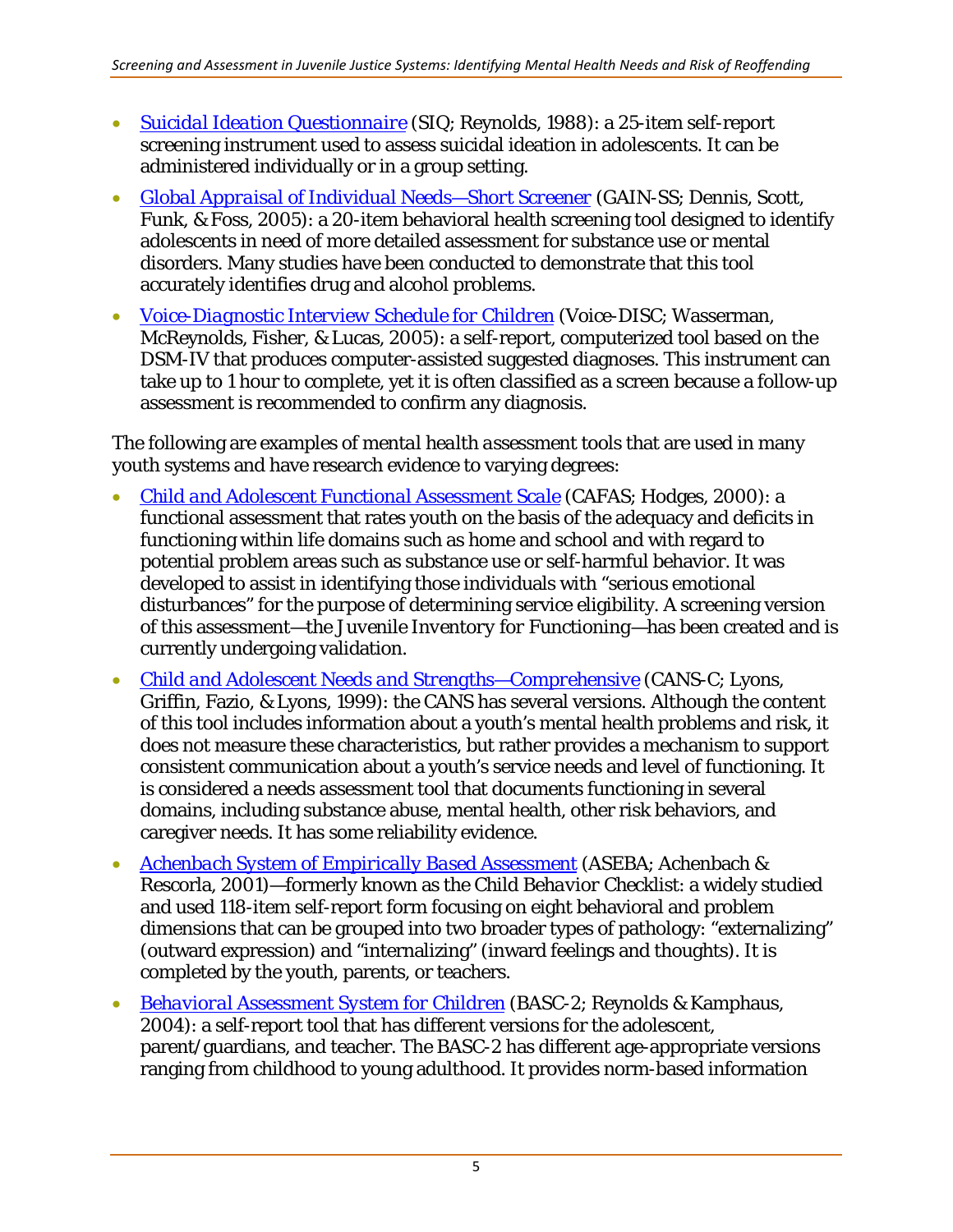- [*Suicidal Ideation Questionnaire*](#) (SIQ; Reynolds, 1988): a 25-item self-report screening instrument used to assess suicidal ideation in adolescents. It can be administered individually or in a group setting.
- [*Global Appraisal of Individual Needs—Short Screener*](#) (GAIN-SS; Dennis, Scott, Funk, & Foss, 2005): a 20-item behavioral health screening tool designed to identify adolescents in need of more detailed assessment for substance use or mental disorders. Many studies have been conducted to demonstrate that this tool accurately identifies drug and alcohol problems.
- [*Voice-Diagnostic Interview Schedule for Children*](#) (Voice-DISC; Wasserman, McReynolds, Fisher, & Lucas, 2005): a self-report, computerized tool based on the DSM-IV that produces computer-assisted suggested diagnoses. This instrument can take up to 1 hour to complete, yet it is often classified as a screen because a follow-up assessment is recommended to confirm any diagnosis.

The following are examples of *mental health assessment* tools that are used in many youth systems and have research evidence to varying degrees:

- [*Child and Adolescent Functional Assessment Scale*](#) (CAFAS; Hodges, 2000): a functional assessment that rates youth on the basis of the adequacy and deficits in functioning within life domains such as home and school and with regard to potential problem areas such as substance use or self-harmful behavior. It was developed to assist in identifying those individuals with "serious emotional disturbances" for the purpose of determining service eligibility. A screening version of this assessment—the *Juvenile Inventory for Functioning*—has been created and is currently undergoing validation.
- [*Child and Adolescent Needs and Strengths—Comprehensive*](#) (CANS-C; Lyons, Griffin, Fazio, & Lyons, 1999): the CANS has several versions. Although the content of this tool includes information about a youth's mental health problems and risk, it does not measure these characteristics, but rather provides a mechanism to support consistent communication about a youth's service needs and level of functioning. It is considered a needs assessment tool that documents functioning in several domains, including substance abuse, mental health, other risk behaviors, and caregiver needs. It has some reliability evidence.
- [*Achenbach System of Empirically Based Assessment*](#) (ASEBA; Achenbach & Rescorla, 2001)—formerly known as the *Child Behavior Checklist*: a widely studied and used 118-item self-report form focusing on eight behavioral and problem dimensions that can be grouped into two broader types of pathology: "externalizing" (outward expression) and "internalizing" (inward feelings and thoughts). It is completed by the youth, parents, or teachers.
- [*Behavioral Assessment System for Children*](#) (BASC-2; Reynolds & Kamphaus, 2004): a self-report tool that has different versions for the adolescent, parent/guardians, and teacher. The BASC-2 has different age-appropriate versions ranging from childhood to young adulthood. It provides norm-based information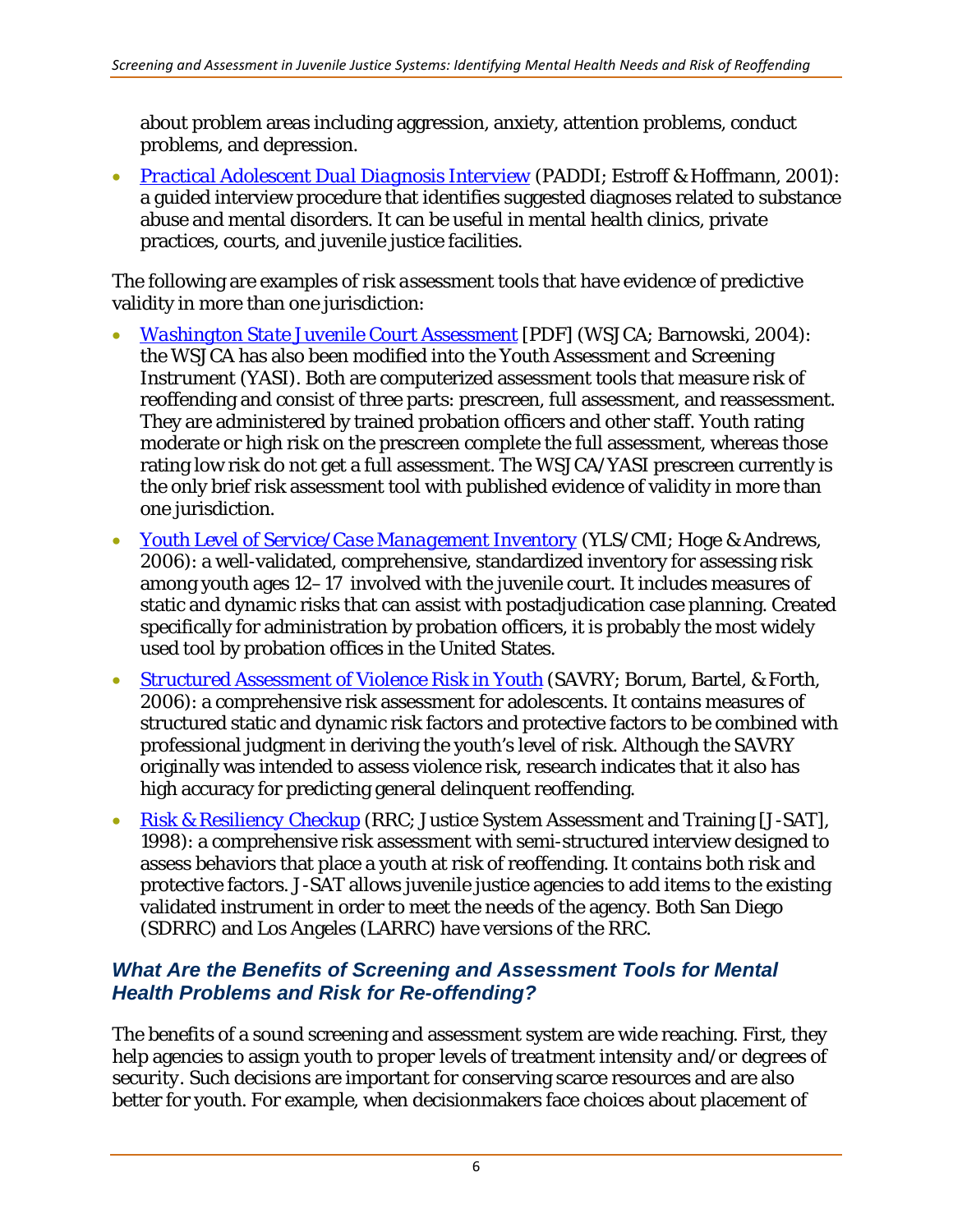about problem areas including aggression, anxiety, attention problems, conduct problems, and depression.

- *Practical Adolescent Dual Diagnosis Interview* (PADDI; Estroff & Hoffmann, 2001): a guided interview procedure that identifies suggested diagnoses related to substance abuse and mental disorders. It can be useful in mental health clinics, private practices, courts, and juvenile justice facilities.

The following are examples of *risk assessment tools* that have evidence of predictive validity in more than one jurisdiction:

- *Washington State Juvenile Court Assessment* [PDF] (WSJCA; Barnowski, 2004): the WSJCA has also been modified into the *Youth Assessment and Screening Instrument* (YASI). Both are computerized assessment tools that measure risk of reoffending and consist of three parts: prescreen, full assessment, and reassessment. They are administered by trained probation officers and other staff. Youth rating moderate or high risk on the prescreen complete the full assessment, whereas those rating low risk do not get a full assessment. The WSJCA/YASI prescreen currently is the only brief risk assessment tool with published evidence of validity in more than one jurisdiction.
- *Youth Level of Service/Case Management Inventory* (YLS/CMI; Hoge & Andrews, 2006): a well-validated, comprehensive, standardized inventory for assessing risk among youth ages 12–17 involved with the juvenile court. It includes measures of static and dynamic risks that can assist with postadjudication case planning. Created specifically for administration by probation officers, it is probably the most widely used tool by probation offices in the United States.
- *Structured Assessment of Violence Risk in Youth* (SAVRY; Borum, Bartel, & Forth, 2006): a comprehensive risk assessment for adolescents. It contains measures of structured static and dynamic risk factors and protective factors to be combined with professional judgment in deriving the youth's level of risk. Although the SAVRY originally was intended to assess violence risk, research indicates that it also has high accuracy for predicting general delinquent reoffending.
- *Risk & Resiliency Checkup* (RRC; Justice System Assessment and Training [J-SAT], 1998): a comprehensive risk assessment with semi-structured interview designed to assess behaviors that place a youth at risk of reoffending. It contains both risk and protective factors. J-SAT allows juvenile justice agencies to add items to the existing validated instrument in order to meet the needs of the agency. Both San Diego (SDRRC) and Los Angeles (LARRC) have versions of the RRC.

### *What Are the Benefits of Screening and Assessment Tools for Mental Health Problems and Risk for Re-offending?*

The benefits of a sound screening and assessment system are wide reaching. First, they help agencies to assign youth to *proper levels of treatment intensity and/or degrees of security*. Such decisions are important for conserving scarce resources and are also better for youth. For example, when decisionmakers face choices about placement of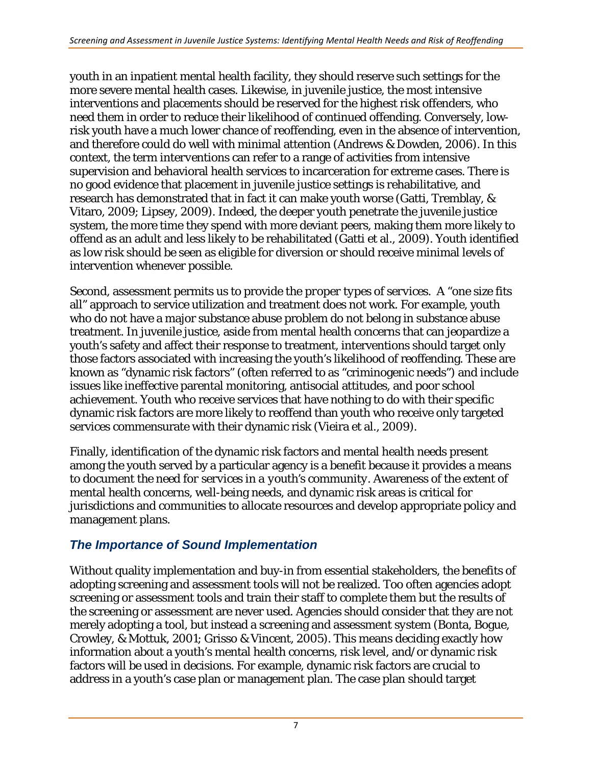youth in an inpatient mental health facility, they should reserve such settings for the more severe mental health cases. Likewise, in juvenile justice, the most intensive interventions and placements should be reserved for the highest risk offenders, who need them in order to reduce their likelihood of continued offending. Conversely, low-risk youth have a much lower chance of reoffending, even in the absence of intervention, and therefore could do well with minimal attention (Andrews & Dowden, 2006). In this context, the term interventions can refer to a range of activities from intensive supervision and behavioral health services to incarceration for extreme cases. There is no good evidence that placement in juvenile justice settings is rehabilitative, and research has demonstrated that in fact it can make youth worse (Gatti, Tremblay, & Vitaro, 2009; Lipsey, 2009). Indeed, the deeper youth penetrate the juvenile justice system, the more time they spend with more deviant peers, making them more likely to offend as an adult and less likely to be rehabilitated (Gatti et al., 2009). Youth identified as low risk should be seen as eligible for diversion or should receive minimal levels of intervention whenever possible.

Second, assessment permits us to provide *the proper types of services*. A "one size fits all" approach to service utilization and treatment does not work. For example, youth who do not have a major substance abuse problem do not belong in substance abuse treatment. In juvenile justice, aside from mental health concerns that can jeopardize a youth's safety and affect their response to treatment, interventions should target only those factors associated with increasing the youth's likelihood of reoffending. These are known as "dynamic risk factors" (often referred to as "criminogenic needs") and include issues like ineffective parental monitoring, antisocial attitudes, and poor school achievement. Youth who receive services that have nothing to do with their specific dynamic risk factors are more likely to reoffend than youth who receive only targeted services commensurate with their dynamic risk (Vieira et al., 2009).

Finally, identification of the dynamic risk factors and mental health needs present among the youth served by a particular agency is a benefit because it provides a means to *document the need for services in a youth's community*. Awareness of the extent of mental health concerns, well-being needs, and dynamic risk areas is critical for jurisdictions and communities to allocate resources and develop appropriate policy and management plans.

### *The Importance of Sound Implementation*

Without quality implementation and buy-in from essential stakeholders, the benefits of adopting screening and assessment tools will not be realized. Too often agencies adopt screening or assessment tools and train their staff to complete them but the results of the screening or assessment are never used. Agencies should consider that they are not merely adopting a tool, but instead a screening and assessment system (Bonta, Bogue, Crowley, & Mottuk, 2001; Grisso & Vincent, 2005). This means deciding exactly how information about a youth's mental health concerns, risk level, and/or dynamic risk factors will be used in decisions. For example, dynamic risk factors are crucial to address in a youth's case plan or management plan. The case plan should target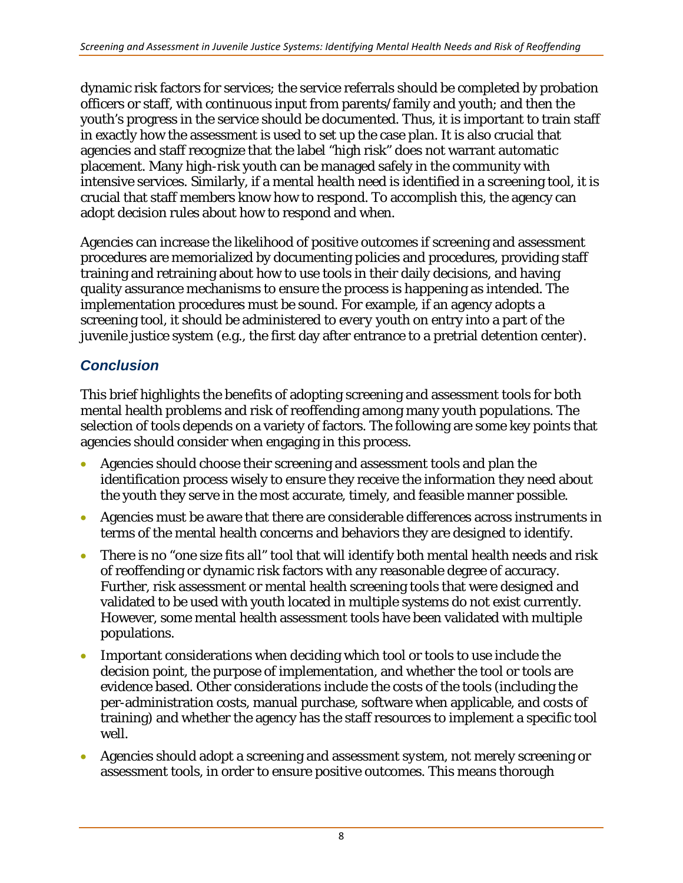dynamic risk factors for services; the service referrals should be completed by probation officers or staff, with continuous input from parents/family and youth; and then the youth's progress in the service should be documented. Thus, it is important to train staff in exactly how the assessment is used to set up the case plan. It is also crucial that agencies and staff recognize that the label "high risk" does not warrant automatic placement. Many high-risk youth can be managed safely in the community with intensive services. Similarly, if a mental health need is identified in a screening tool, it is crucial that staff members know how to respond. To accomplish this, the agency can adopt decision rules about how to respond and when.

Agencies can increase the likelihood of positive outcomes if screening and assessment procedures are memorialized by documenting policies and procedures, providing staff training and retraining about how to use tools in their daily decisions, and having quality assurance mechanisms to ensure the process is happening as intended. The implementation procedures must be sound. For example, if an agency adopts a screening tool, it should be administered to every youth on entry into a part of the juvenile justice system (e.g., the first day after entrance to a pretrial detention center).

## *Conclusion*

This brief highlights the benefits of adopting screening and assessment tools for both mental health problems and risk of reoffending among many youth populations. The selection of tools depends on a variety of factors. The following are some key points that agencies should consider when engaging in this process.

- Agencies should choose their screening and assessment tools and plan the identification process wisely to ensure they receive the information they need about the youth they serve in the most accurate, timely, and feasible manner possible.
- Agencies must be aware that there are considerable differences across instruments in terms of the mental health concerns and behaviors they are designed to identify.
- There is no "one size fits all" tool that will identify both mental health needs and risk of reoffending or dynamic risk factors with any reasonable degree of accuracy. Further, risk assessment or mental health screening tools that were designed and validated to be used with youth located in multiple systems do not exist currently. However, some mental health assessment tools have been validated with multiple populations.
- Important considerations when deciding which tool or tools to use include the decision point, the purpose of implementation, and whether the tool or tools are evidence based. Other considerations include the costs of the tools (including the per-administration costs, manual purchase, software when applicable, and costs of training) and whether the agency has the staff resources to implement a specific tool well.
- Agencies should adopt a screening and assessment system, not merely screening or assessment tools, in order to ensure positive outcomes. This means thorough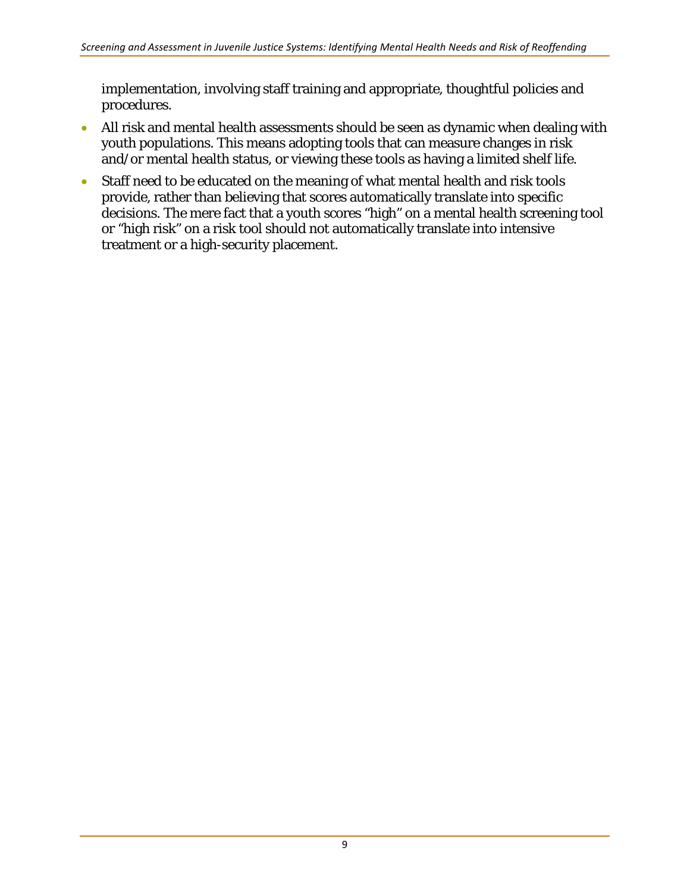implementation, involving staff training and appropriate, thoughtful policies and procedures.

- All risk and mental health assessments should be seen as dynamic when dealing with youth populations. This means adopting tools that can measure changes in risk and/or mental health status, or viewing these tools as having a limited shelf life.
- Staff need to be educated on the meaning of what mental health and risk tools provide, rather than believing that scores automatically translate into specific decisions. The mere fact that a youth scores "high" on a mental health screening tool or "high risk" on a risk tool should not automatically translate into intensive treatment or a high-security placement.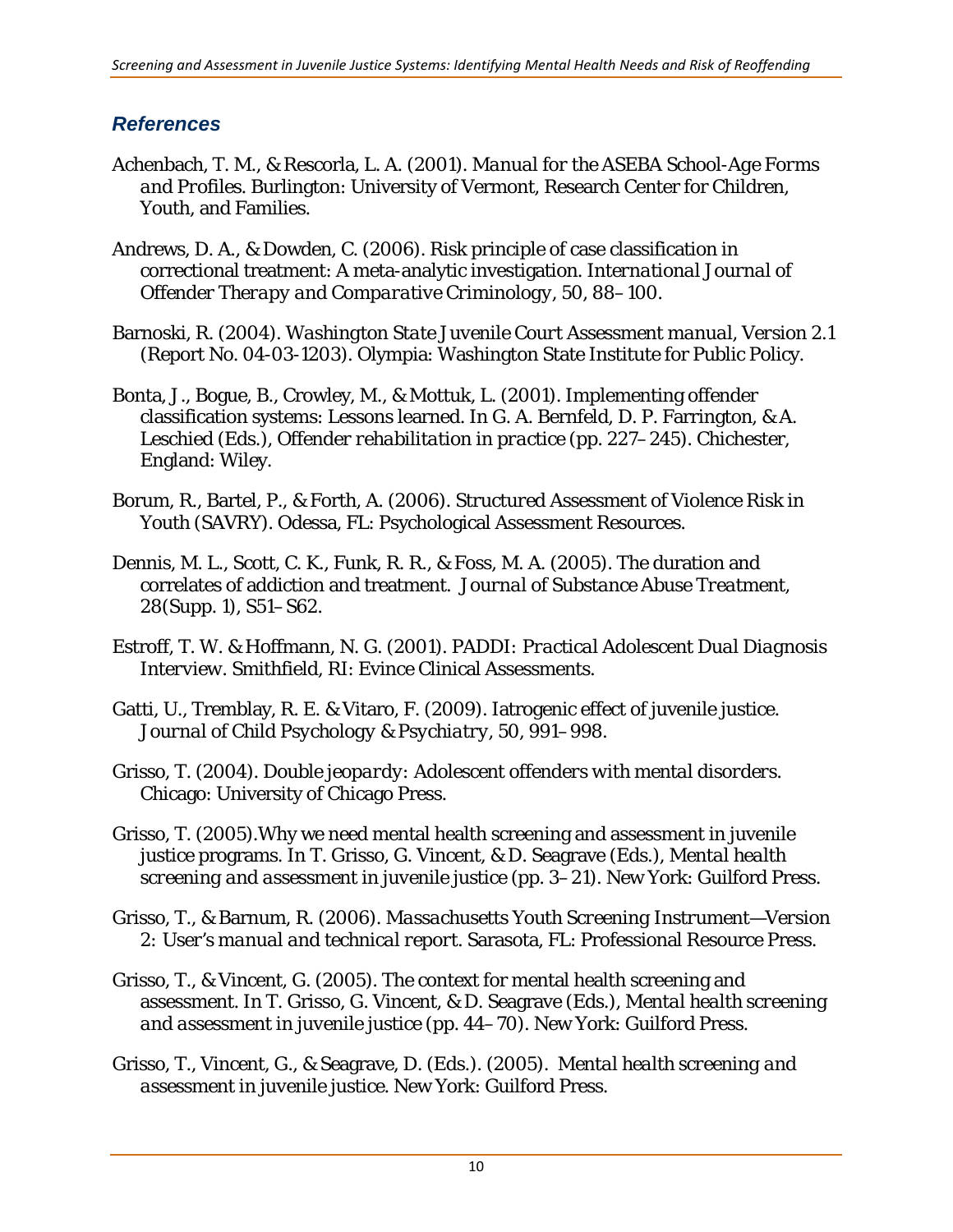## *References*

Achenbach, T. M., & Rescorla, L. A. (2001). *Manual for the ASEBA School-Age Forms and Profiles.* Burlington: University of Vermont, Research Center for Children, Youth, and Families.

Andrews, D. A., & Dowden, C. (2006). Risk principle of case classification in correctional treatment: A meta-analytic investigation. *International Journal of Offender Therapy and Comparative Criminology, 50,* 88–100.

Barnoski, R. (2004). *Washington State Juvenile Court Assessment manual*, Version 2.1 (Report No. 04-03-1203). Olympia: Washington State Institute for Public Policy.

Bonta, J., Bogue, B., Crowley, M., & Mottuk, L. (2001). Implementing offender classification systems: Lessons learned. In G. A. Bernfeld, D. P. Farrington, & A. Leschied (Eds.), *Offender rehabilitation in practice* (pp. 227–245). Chichester, England: Wiley.

Borum, R., Bartel, P., & Forth, A. (2006). *Structured Assessment of Violence Risk in Youth (SAVRY).* Odessa, FL: Psychological Assessment Resources.

Dennis, M. L., Scott, C. K., Funk, R. R., & Foss, M. A. (2005). The duration and correlates of addiction and treatment. *Journal of Substance Abuse Treatment, 28*(Supp. 1), S51–S62.

Estroff, T. W. & Hoffmann, N. G. (2001). *PADDI: Practical Adolescent Dual Diagnosis Interview.* Smithfield, RI: Evince Clinical Assessments.

Gatti, U., Tremblay, R. E. & Vitaro, F. (2009). Iatrogenic effect of juvenile justice. *Journal of Child Psychology & Psychiatry, 50,* 991–998.

Grisso, T. (2004). *Double jeopardy: Adolescent offenders with mental disorders.* Chicago: University of Chicago Press.

Grisso, T. (2005).Why we need mental health screening and assessment in juvenile justice programs. In T. Grisso, G. Vincent, & D. Seagrave (Eds.), *Mental health screening and assessment in juvenile justice* (pp. 3–21). New York: Guilford Press.

Grisso, T., & Barnum, R. (2006). *Massachusetts Youth Screening Instrument—Version 2: User's manual and technical report.* Sarasota, FL: Professional Resource Press.

Grisso, T., & Vincent, G. (2005). The context for mental health screening and assessment. In T. Grisso, G. Vincent, & D. Seagrave (Eds.), *Mental health screening and assessment in juvenile justice* (pp. 44–70). New York: Guilford Press.

Grisso, T., Vincent, G., & Seagrave, D. (Eds.). (2005). *Mental health screening and assessment in juvenile justice.* New York: Guilford Press.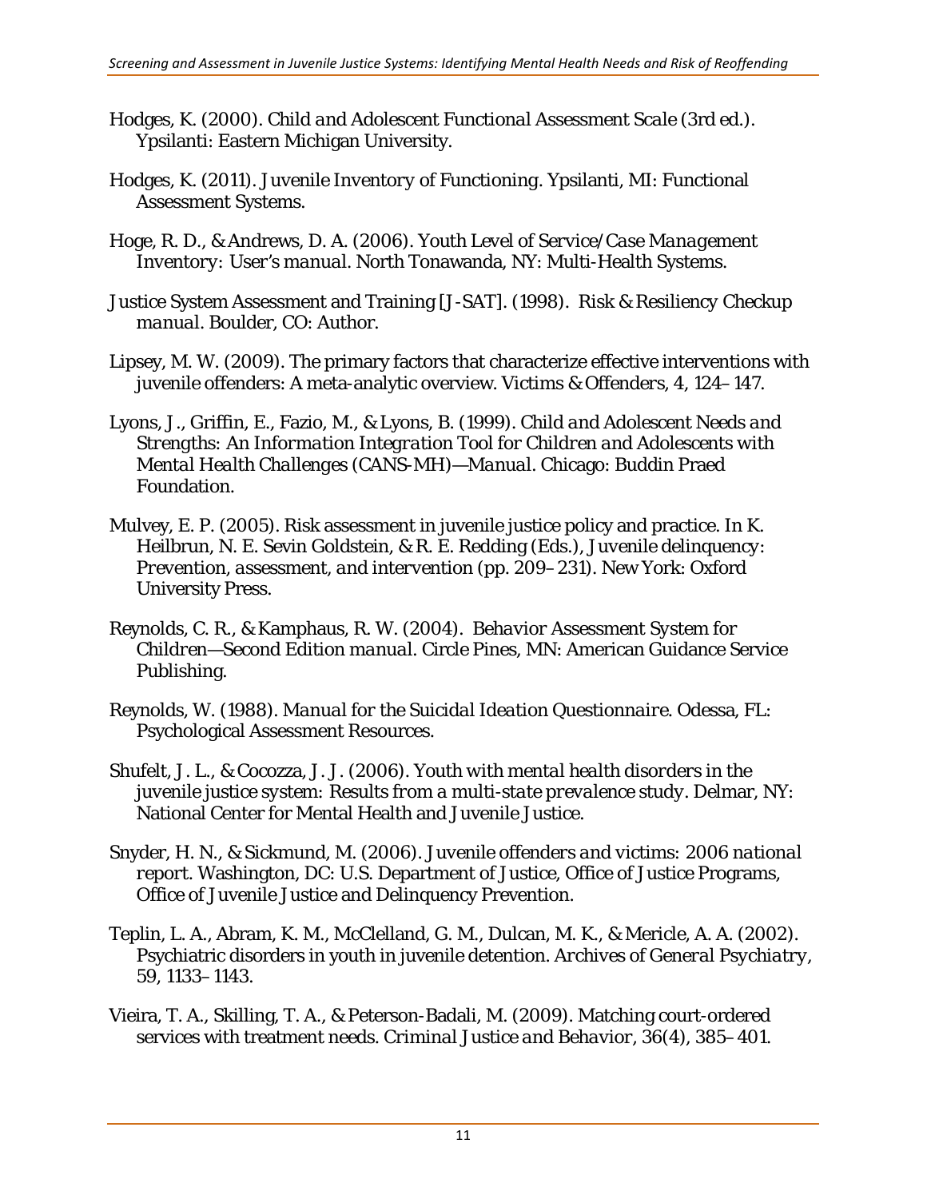Hodges, K. (2000). *Child and Adolescent Functional Assessment Scale* (3rd ed.). Ypsilanti: Eastern Michigan University.

Hodges, K. (2011). *Juvenile Inventory of Functioning*. Ypsilanti, MI: Functional Assessment Systems.

Hoge, R. D., & Andrews, D. A. (2006). *Youth Level of Service/Case Management Inventory: User's manual*. North Tonawanda, NY: Multi-Health Systems.

Justice System Assessment and Training [J-SAT]. (1998). *Risk & Resiliency Checkup manual*. Boulder, CO: Author.

Lipsey, M. W. (2009). The primary factors that characterize effective interventions with juvenile offenders: A meta-analytic overview. *Victims & Offenders*, *4*, 124–147.

Lyons, J., Griffin, E., Fazio, M., & Lyons, B. (1999). *Child and Adolescent Needs and Strengths: An Information Integration Tool for Children and Adolescents with Mental Health Challenges (CANS-MH)—Manual*. Chicago: Buddin Praed Foundation.

Mulvey, E. P. (2005). Risk assessment in juvenile justice policy and practice. In K. Heilbrun, N. E. Sevin Goldstein, & R. E. Redding (Eds.), *Juvenile delinquency: Prevention, assessment, and intervention* (pp. 209–231). New York: Oxford University Press.

Reynolds, C. R., & Kamphaus, R. W. (2004). *Behavior Assessment System for Children—Second Edition manual*. Circle Pines, MN: American Guidance Service Publishing.

Reynolds, W. (1988). *Manual for the Suicidal Ideation Questionnaire*. Odessa, FL: Psychological Assessment Resources.

Shufelt, J. L., & Cocozza, J. J. (2006). *Youth with mental health disorders in the juvenile justice system: Results from a multi-state prevalence study*. Delmar, NY: National Center for Mental Health and Juvenile Justice.

Snyder, H. N., & Sickmund, M. (2006). *Juvenile offenders and victims: 2006 national report*. Washington, DC: U.S. Department of Justice, Office of Justice Programs, Office of Juvenile Justice and Delinquency Prevention.

Teplin, L. A., Abram, K. M., McClelland, G. M., Dulcan, M. K., & Mericle, A. A. (2002). Psychiatric disorders in youth in juvenile detention. *Archives of General Psychiatry*, *59*, 1133–1143.

Vieira, T. A., Skilling, T. A., & Peterson-Badali, M. (2009). Matching court-ordered services with treatment needs. *Criminal Justice and Behavior*, *36*(4), 385–401.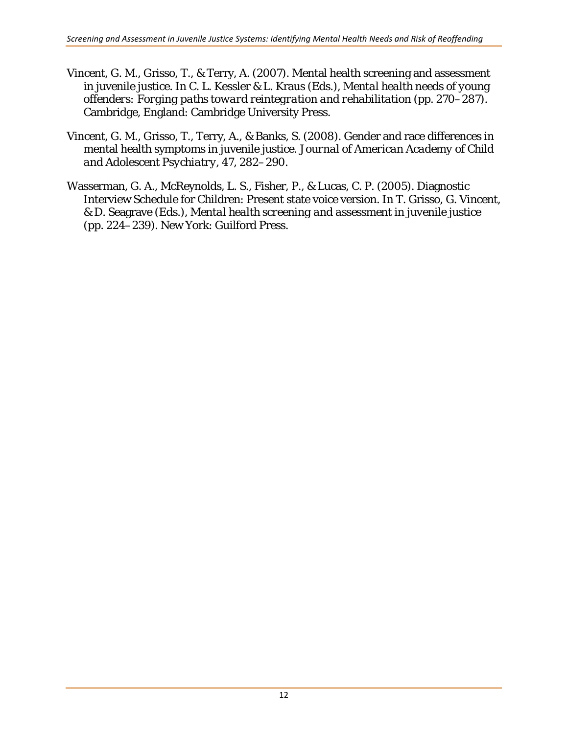Vincent, G. M., Grisso, T., & Terry, A. (2007). Mental health screening and assessment in juvenile justice. In C. L. Kessler & L. Kraus (Eds.), *Mental health needs of young offenders: Forging paths toward reintegration and rehabilitation* (pp. 270–287). Cambridge, England: Cambridge University Press.

Vincent, G. M., Grisso, T., Terry, A., & Banks, S. (2008). Gender and race differences in mental health symptoms in juvenile justice. *Journal of American Academy of Child and Adolescent Psychiatry, 47*, 282–290.

Wasserman, G. A., McReynolds, L. S., Fisher, P., & Lucas, C. P. (2005). Diagnostic Interview Schedule for Children: Present state voice version. In T. Grisso, G. Vincent, & D. Seagrave (Eds.), *Mental health screening and assessment in juvenile justice* (pp. 224–239). New York: Guilford Press.